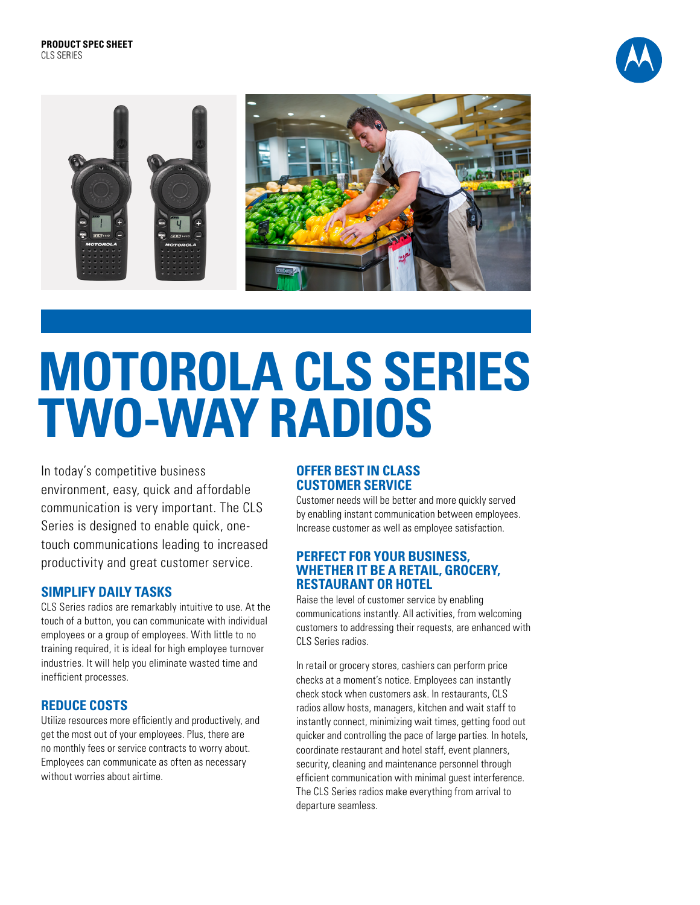**PRODUCT SPEC SHEET**
CLS SERIES

# MOTOROLA CLS SERIES TWO-WAY RADIOS

In today's competitive business environment, easy, quick and affordable communication is very important. The CLS Series is designed to enable quick, one-touch communications leading to increased productivity and great customer service.

## SIMPLIFY DAILY TASKS

CLS Series radios are remarkably intuitive to use. At the touch of a button, you can communicate with individual employees or a group of employees. With little to no training required, it is ideal for high employee turnover industries. It will help you eliminate wasted time and inefficient processes.

## REDUCE COSTS

Utilize resources more efficiently and productively, and get the most out of your employees. Plus, there are no monthly fees or service contracts to worry about. Employees can communicate as often as necessary without worries about airtime.

## OFFER BEST IN CLASS CUSTOMER SERVICE

Customer needs will be better and more quickly served by enabling instant communication between employees. Increase customer as well as employee satisfaction.

## PERFECT FOR YOUR BUSINESS, WHETHER IT BE A RETAIL, GROCERY, RESTAURANT OR HOTEL

Raise the level of customer service by enabling communications instantly. All activities, from welcoming customers to addressing their requests, are enhanced with CLS Series radios.

In retail or grocery stores, cashiers can perform price checks at a moment's notice. Employees can instantly check stock when customers ask. In restaurants, CLS radios allow hosts, managers, kitchen and wait staff to instantly connect, minimizing wait times, getting food out quicker and controlling the pace of large parties. In hotels, coordinate restaurant and hotel staff, event planners, security, cleaning and maintenance personnel through efficient communication with minimal guest interference. The CLS Series radios make everything from arrival to departure seamless.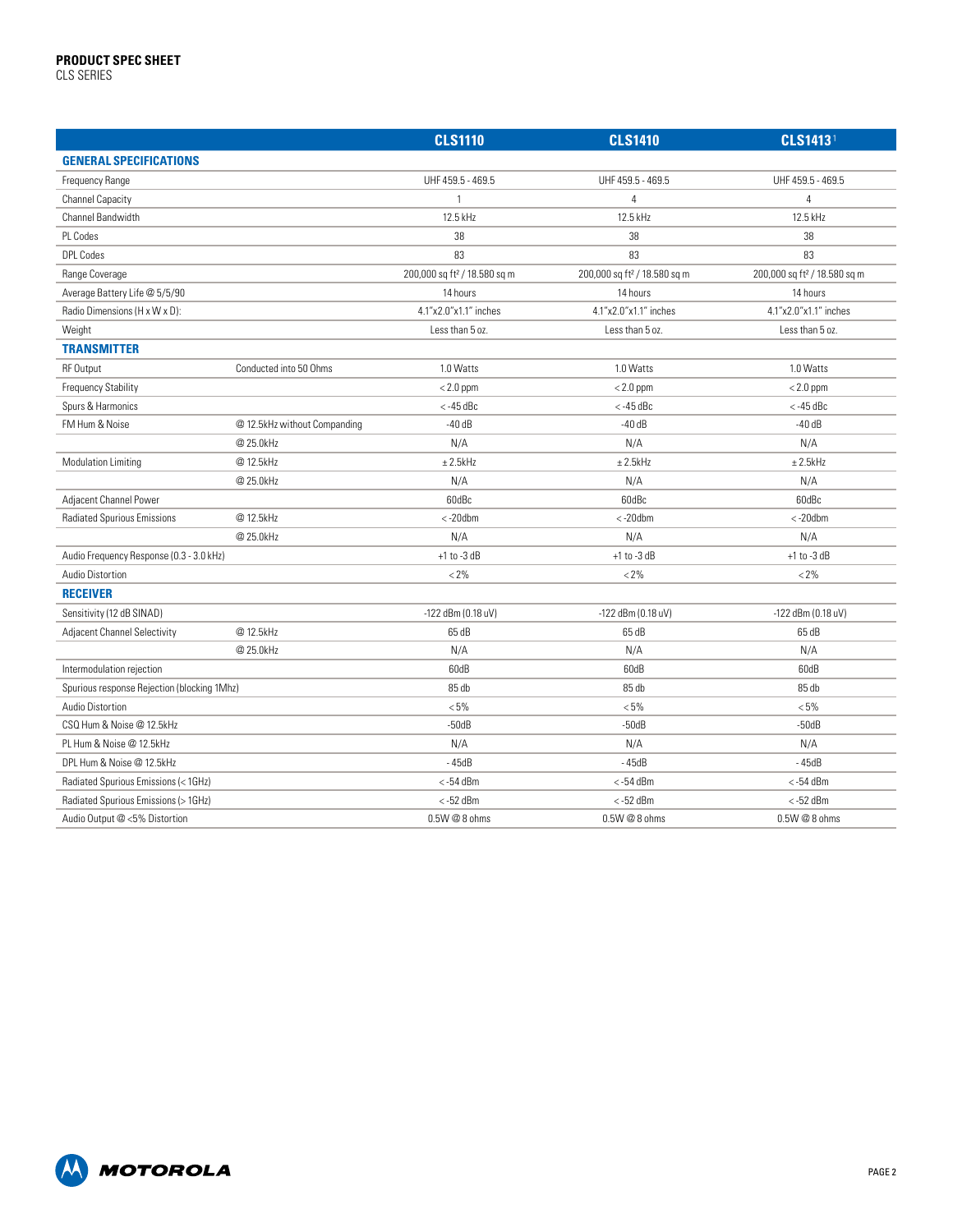**PRODUCT SPEC SHEET**
CLS SERIES

| | | CLS1110 | CLS1410 | CLS1413[1] |
|---|---|---|---|---|
| **GENERAL SPECIFICATIONS** | | | | |
| Frequency Range | | UHF 459.5 - 469.5 | UHF 459.5 - 469.5 | UHF 459.5 - 469.5 |
| Channel Capacity | | 1 | 4 | 4 |
| Channel Bandwidth | | 12.5 kHz | 12.5 kHz | 12.5 kHz |
| PL Codes | | 38 | 38 | 38 |
| DPL Codes | | 83 | 83 | 83 |
| Range Coverage | | 200,000 sq ft² / 18.580 sq m | 200,000 sq ft² / 18.580 sq m | 200,000 sq ft² / 18.580 sq m |
| Average Battery Life @ 5/5/90 | | 14 hours | 14 hours | 14 hours |
| Radio Dimensions (H x W x D): | | 4.1"x2.0"x1.1" inches | 4.1"x2.0"x1.1" inches | 4.1"x2.0"x1.1" inches |
| Weight | | Less than 5 oz. | Less than 5 oz. | Less than 5 oz. |
| **TRANSMITTER** | | | | |
| RF Output | Conducted into 50 Ohms | 1.0 Watts | 1.0 Watts | 1.0 Watts |
| Frequency Stability | | < 2.0 ppm | < 2.0 ppm | < 2.0 ppm |
| Spurs & Harmonics | | < -45 dBc | < -45 dBc | < -45 dBc |
| FM Hum & Noise | @ 12.5kHz without Companding | -40 dB | -40 dB | -40 dB |
| | @ 25.0kHz | N/A | N/A | N/A |
| Modulation Limiting | @ 12.5kHz | ± 2.5kHz | ± 2.5kHz | ± 2.5kHz |
| | @ 25.0kHz | N/A | N/A | N/A |
| Adjacent Channel Power | | 60dBc | 60dBc | 60dBc |
| Radiated Spurious Emissions | @ 12.5kHz | < -20dbm | < -20dbm | < -20dbm |
| | @ 25.0kHz | N/A | N/A | N/A |
| Audio Frequency Response (0.3 - 3.0 kHz) | | +1 to -3 dB | +1 to -3 dB | +1 to -3 dB |
| Audio Distortion | | < 2% | < 2% | < 2% |
| **RECEIVER** | | | | |
| Sensitivity (12 dB SINAD) | | -122 dBm (0.18 uV) | -122 dBm (0.18 uV) | -122 dBm (0.18 uV) |
| Adjacent Channel Selectivity | @ 12.5kHz | 65 dB | 65 dB | 65 dB |
| | @ 25.0kHz | N/A | N/A | N/A |
| Intermodulation rejection | | 60dB | 60dB | 60dB |
| Spurious response Rejection (blocking 1Mhz) | | 85 db | 85 db | 85 db |
| Audio Distortion | | < 5% | < 5% | < 5% |
| CSQ Hum & Noise @ 12.5kHz | | -50dB | -50dB | -50dB |
| PL Hum & Noise @ 12.5kHz | | N/A | N/A | N/A |
| DPL Hum & Noise @ 12.5kHz | | - 45dB | - 45dB | - 45dB |
| Radiated Spurious Emissions (< 1GHz) | | < -54 dBm | < -54 dBm | < -54 dBm |
| Radiated Spurious Emissions (> 1GHz) | | < -52 dBm | < -52 dBm | < -52 dBm |
| Audio Output @ <5% Distortion | | 0.5W @ 8 ohms | 0.5W @ 8 ohms | 0.5W @ 8 ohms |

MOTOROLA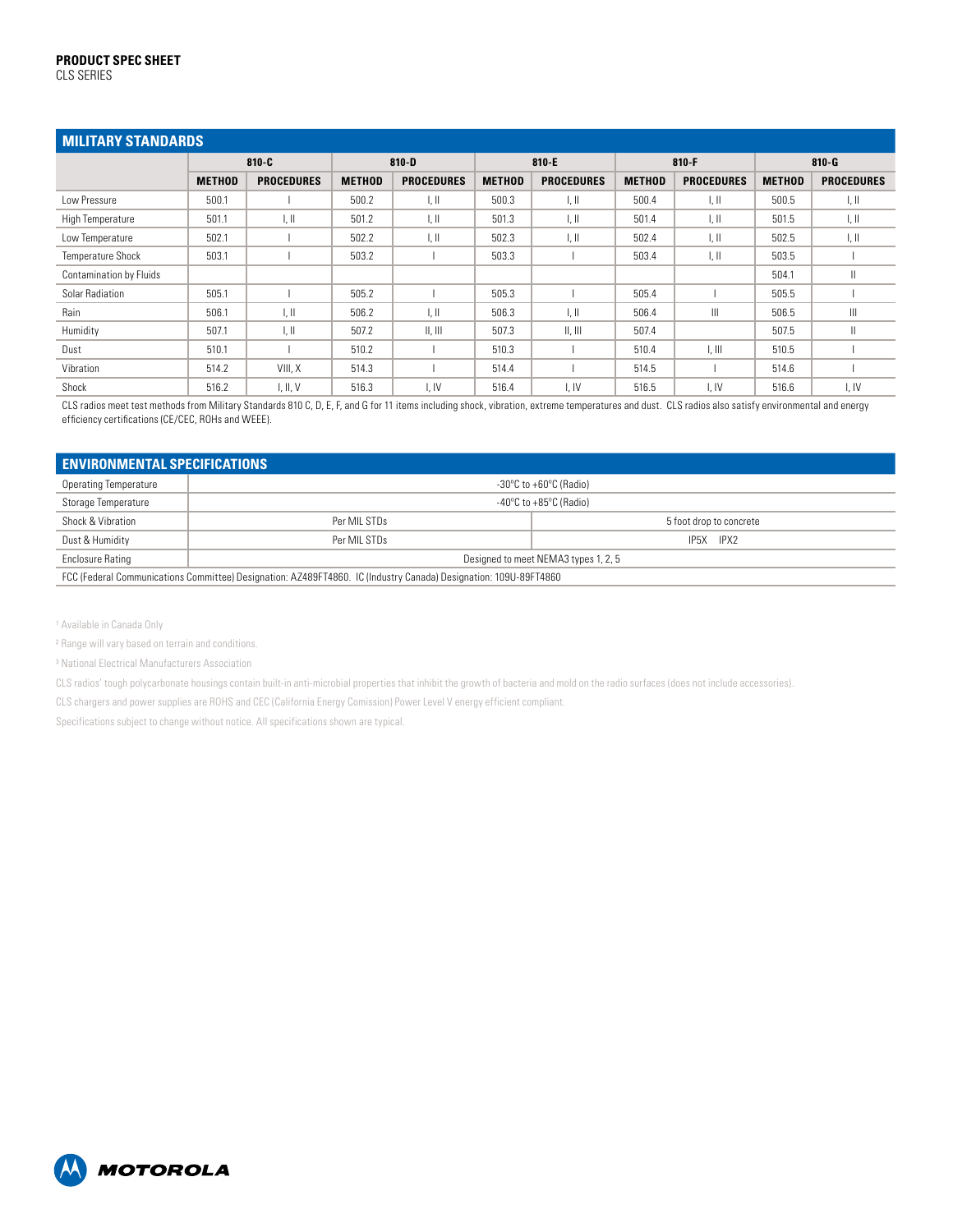## MILITARY STANDARDS

| | 810-C | | 810-D | | 810-E | | 810-F | | 810-G | |
|---|---|---|---|---|---|---|---|---|---|---|
| | **METHOD** | **PROCEDURES** | **METHOD** | **PROCEDURES** | **METHOD** | **PROCEDURES** | **METHOD** | **PROCEDURES** | **METHOD** | **PROCEDURES** |
| Low Pressure | 500.1 | I | 500.2 | I, II | 500.3 | I, II | 500.4 | I, II | 500.5 | I, II |
| High Temperature | 501.1 | I, II | 501.2 | I, II | 501.3 | I, II | 501.4 | I, II | 501.5 | I, II |
| Low Temperature | 502.1 | I | 502.2 | I, II | 502.3 | I, II | 502.4 | I, II | 502.5 | I, II |
| Temperature Shock | 503.1 | I | 503.2 | I | 503.3 | I | 503.4 | I, II | 503.5 | I |
| Contamination by Fluids | | | | | | | | | 504.1 | II |
| Solar Radiation | 505.1 | I | 505.2 | I | 505.3 | I | 505.4 | I | 505.5 | I |
| Rain | 506.1 | I, II | 506.2 | I, II | 506.3 | I, II | 506.4 | III | 506.5 | III |
| Humidity | 507.1 | I, II | 507.2 | II, III | 507.3 | II, III | 507.4 | | 507.5 | II |
| Dust | 510.1 | I | 510.2 | I | 510.3 | I | 510.4 | I, III | 510.5 | I |
| Vibration | 514.2 | VIII, X | 514.3 | I | 514.4 | I | 514.5 | I | 514.6 | I |
| Shock | 516.2 | I, II, V | 516.3 | I, IV | 516.4 | I, IV | 516.5 | I, IV | 516.6 | I, IV |

CLS radios meet test methods from Military Standards 810 C, D, E, F, and G for 11 items including shock, vibration, extreme temperatures and dust. CLS radios also satisfy environmental and energy efficiency certifications (CE/CEC, ROHs and WEEE).

## ENVIRONMENTAL SPECIFICATIONS

| | | |
|---|---|---|
| Operating Temperature | -30°C to +60°C (Radio) | |
| Storage Temperature | -40°C to +85°C (Radio) | |
| Shock & Vibration | Per MIL STDs | 5 foot drop to concrete |
| Dust & Humidity | Per MIL STDs | IP5X IPX2 |
| Enclosure Rating | Designed to meet NEMA3 types 1, 2, 5 | |

FCC (Federal Communications Committee) Designation: AZ489FT4860. IC (Industry Canada) Designation: 109U-89FT4860

[1] Available in Canada Only

[2] Range will vary based on terrain and conditions.

[3] National Electrical Manufacturers Association

CLS radios' tough polycarbonate housings contain built-in anti-microbial properties that inhibit the growth of bacteria and mold on the radio surfaces (does not include accessories).

CLS chargers and power supplies are ROHS and CEC (California Energy Comission) Power Level V energy efficient compliant.

Specifications subject to change without notice. All specifications shown are typical.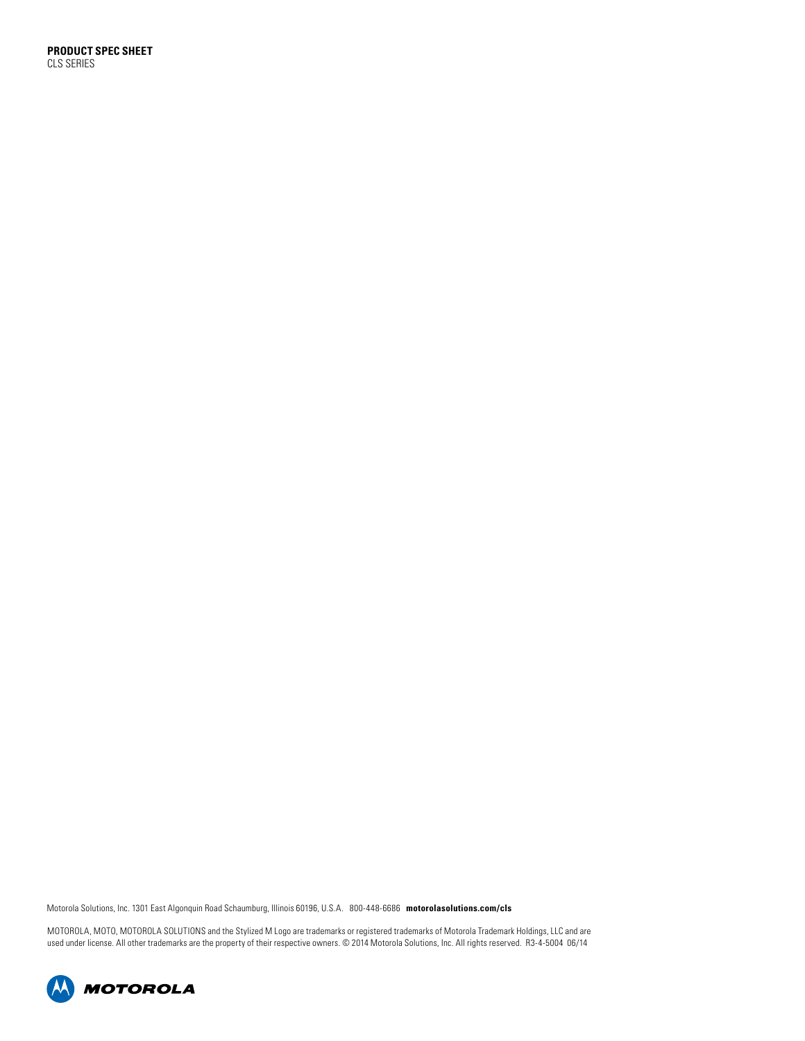Motorola Solutions, Inc. 1301 East Algonquin Road Schaumburg, Illinois 60196, U.S.A. 800-448-6686 **motorolasolutions.com/cls**

MOTOROLA, MOTO, MOTOROLA SOLUTIONS and the Stylized M Logo are trademarks or registered trademarks of Motorola Trademark Holdings, LLC and are used under license. All other trademarks are the property of their respective owners. © 2014 Motorola Solutions, Inc. All rights reserved. R3-4-5004 06/14

MOTOROLA